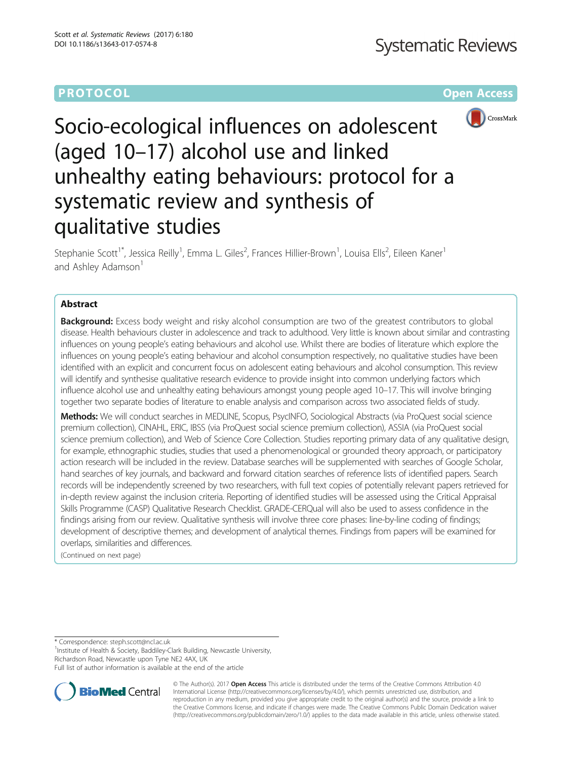PROTOCOL **Open Access**

# Socio-ecological influences on adolescent (aged 10–17) alcohol use and linked unhealthy eating behaviours: protocol for a systematic review and synthesis of qualitative studies

Stephanie Scott[1*], Jessica Reilly[1], Emma L. Giles[2], Frances Hillier-Brown[1], Louisa Ells[2], Eileen Kaner[1] and Ashley Adamson[1]

## Abstract

**Background:** Excess body weight and risky alcohol consumption are two of the greatest contributors to global disease. Health behaviours cluster in adolescence and track to adulthood. Very little is known about similar and contrasting influences on young people's eating behaviours and alcohol use. Whilst there are bodies of literature which explore the influences on young people's eating behaviour and alcohol consumption respectively, no qualitative studies have been identified with an explicit and concurrent focus on adolescent eating behaviours and alcohol consumption. This review will identify and synthesise qualitative research evidence to provide insight into common underlying factors which influence alcohol use and unhealthy eating behaviours amongst young people aged 10–17. This will involve bringing together two separate bodies of literature to enable analysis and comparison across two associated fields of study.

**Methods:** We will conduct searches in MEDLINE, Scopus, PsycINFO, Sociological Abstracts (via ProQuest social science premium collection), CINAHL, ERIC, IBSS (via ProQuest social science premium collection), ASSIA (via ProQuest social science premium collection), and Web of Science Core Collection. Studies reporting primary data of any qualitative design, for example, ethnographic studies, studies that used a phenomenological or grounded theory approach, or participatory action research will be included in the review. Database searches will be supplemented with searches of Google Scholar, hand searches of key journals, and backward and forward citation searches of reference lists of identified papers. Search records will be independently screened by two researchers, with full text copies of potentially relevant papers retrieved for in-depth review against the inclusion criteria. Reporting of identified studies will be assessed using the Critical Appraisal Skills Programme (CASP) Qualitative Research Checklist. GRADE-CERQual will also be used to assess confidence in the findings arising from our review. Qualitative synthesis will involve three core phases: line-by-line coding of findings; development of descriptive themes; and development of analytical themes. Findings from papers will be examined for overlaps, similarities and differences.

(Continued on next page)

* Correspondence: steph.scott@ncl.ac.uk
[1]Institute of Health & Society, Baddiley-Clark Building, Newcastle University, Richardson Road, Newcastle upon Tyne NE2 4AX, UK
Full list of author information is available at the end of the article

© The Author(s). 2017 **Open Access** This article is distributed under the terms of the Creative Commons Attribution 4.0 International License (http://creativecommons.org/licenses/by/4.0/), which permits unrestricted use, distribution, and reproduction in any medium, provided you give appropriate credit to the original author(s) and the source, provide a link to the Creative Commons license, and indicate if changes were made. The Creative Commons Public Domain Dedication waiver (http://creativecommons.org/publicdomain/zero/1.0/) applies to the data made available in this article, unless otherwise stated.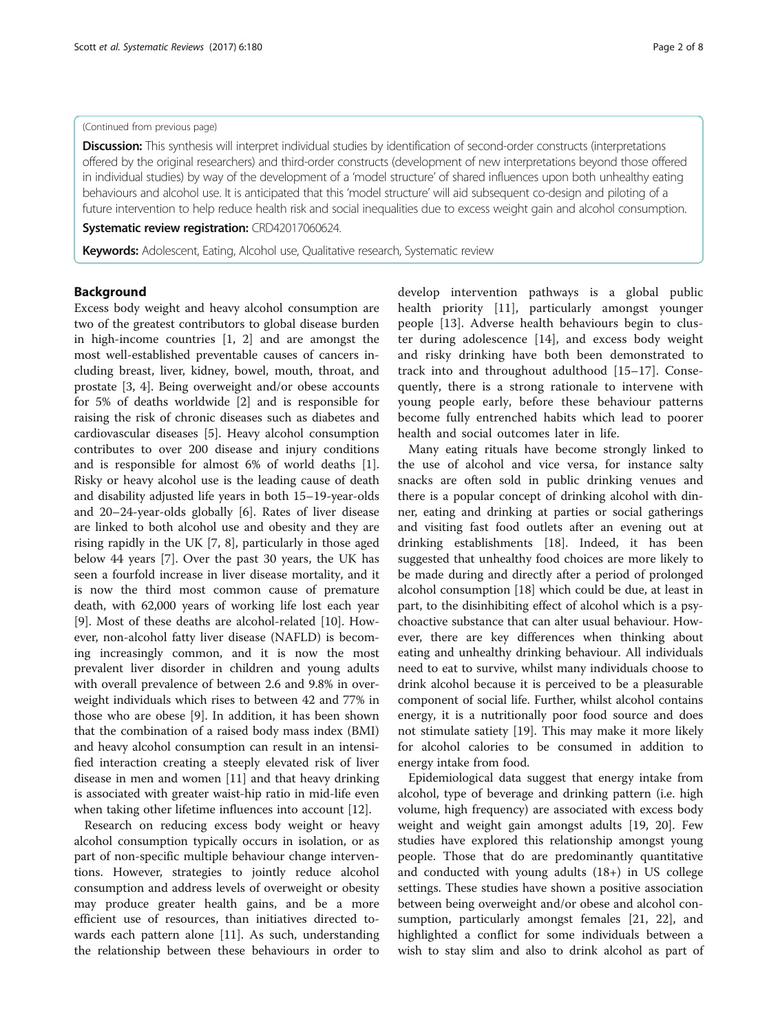(Continued from previous page)

**Discussion:** This synthesis will interpret individual studies by identification of second-order constructs (interpretations offered by the original researchers) and third-order constructs (development of new interpretations beyond those offered in individual studies) by way of the development of a 'model structure' of shared influences upon both unhealthy eating behaviours and alcohol use. It is anticipated that this 'model structure' will aid subsequent co-design and piloting of a future intervention to help reduce health risk and social inequalities due to excess weight gain and alcohol consumption.

**Systematic review registration:** CRD42017060624.

**Keywords:** Adolescent, Eating, Alcohol use, Qualitative research, Systematic review

## Background

Excess body weight and heavy alcohol consumption are two of the greatest contributors to global disease burden in high-income countries [1, 2] and are amongst the most well-established preventable causes of cancers including breast, liver, kidney, bowel, mouth, throat, and prostate [3, 4]. Being overweight and/or obese accounts for 5% of deaths worldwide [2] and is responsible for raising the risk of chronic diseases such as diabetes and cardiovascular diseases [5]. Heavy alcohol consumption contributes to over 200 disease and injury conditions and is responsible for almost 6% of world deaths [1]. Risky or heavy alcohol use is the leading cause of death and disability adjusted life years in both 15–19-year-olds and 20–24-year-olds globally [6]. Rates of liver disease are linked to both alcohol use and obesity and they are rising rapidly in the UK [7, 8], particularly in those aged below 44 years [7]. Over the past 30 years, the UK has seen a fourfold increase in liver disease mortality, and it is now the third most common cause of premature death, with 62,000 years of working life lost each year [9]. Most of these deaths are alcohol-related [10]. However, non-alcohol fatty liver disease (NAFLD) is becoming increasingly common, and it is now the most prevalent liver disorder in children and young adults with overall prevalence of between 2.6 and 9.8% in overweight individuals which rises to between 42 and 77% in those who are obese [9]. In addition, it has been shown that the combination of a raised body mass index (BMI) and heavy alcohol consumption can result in an intensified interaction creating a steeply elevated risk of liver disease in men and women [11] and that heavy drinking is associated with greater waist-hip ratio in mid-life even when taking other lifetime influences into account [12].

Research on reducing excess body weight or heavy alcohol consumption typically occurs in isolation, or as part of non-specific multiple behaviour change interventions. However, strategies to jointly reduce alcohol consumption and address levels of overweight or obesity may produce greater health gains, and be a more efficient use of resources, than initiatives directed towards each pattern alone [11]. As such, understanding the relationship between these behaviours in order to develop intervention pathways is a global public health priority [11], particularly amongst younger people [13]. Adverse health behaviours begin to cluster during adolescence [14], and excess body weight and risky drinking have both been demonstrated to track into and throughout adulthood [15–17]. Consequently, there is a strong rationale to intervene with young people early, before these behaviour patterns become fully entrenched habits which lead to poorer health and social outcomes later in life.

Many eating rituals have become strongly linked to the use of alcohol and vice versa, for instance salty snacks are often sold in public drinking venues and there is a popular concept of drinking alcohol with dinner, eating and drinking at parties or social gatherings and visiting fast food outlets after an evening out at drinking establishments [18]. Indeed, it has been suggested that unhealthy food choices are more likely to be made during and directly after a period of prolonged alcohol consumption [18] which could be due, at least in part, to the disinhibiting effect of alcohol which is a psychoactive substance that can alter usual behaviour. However, there are key differences when thinking about eating and unhealthy drinking behaviour. All individuals need to eat to survive, whilst many individuals choose to drink alcohol because it is perceived to be a pleasurable component of social life. Further, whilst alcohol contains energy, it is a nutritionally poor food source and does not stimulate satiety [19]. This may make it more likely for alcohol calories to be consumed in addition to energy intake from food.

Epidemiological data suggest that energy intake from alcohol, type of beverage and drinking pattern (i.e. high volume, high frequency) are associated with excess body weight and weight gain amongst adults [19, 20]. Few studies have explored this relationship amongst young people. Those that do are predominantly quantitative and conducted with young adults (18+) in US college settings. These studies have shown a positive association between being overweight and/or obese and alcohol consumption, particularly amongst females [21, 22], and highlighted a conflict for some individuals between a wish to stay slim and also to drink alcohol as part of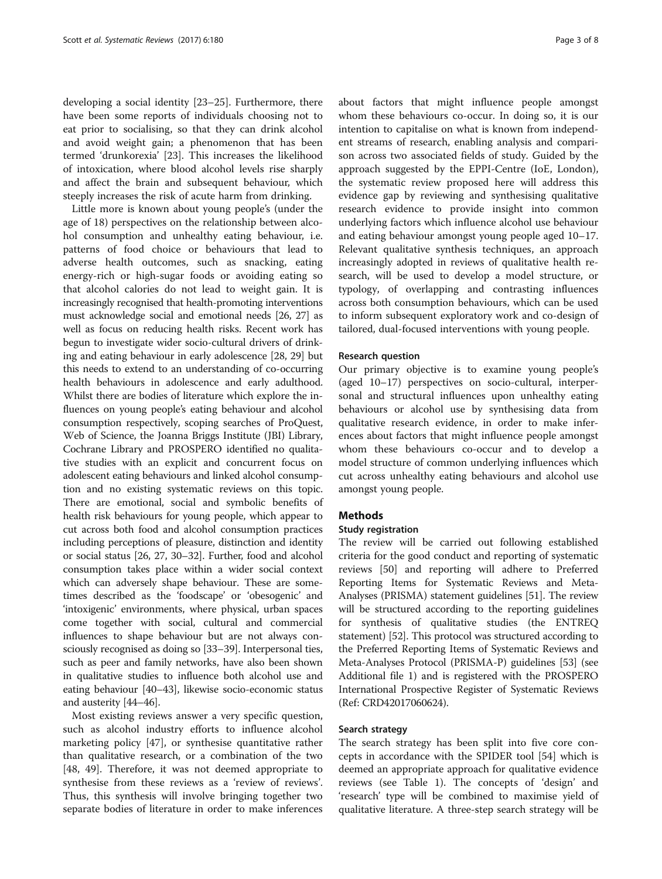developing a social identity [23–25]. Furthermore, there have been some reports of individuals choosing not to eat prior to socialising, so that they can drink alcohol and avoid weight gain; a phenomenon that has been termed 'drunkorexia' [23]. This increases the likelihood of intoxication, where blood alcohol levels rise sharply and affect the brain and subsequent behaviour, which steeply increases the risk of acute harm from drinking.

Little more is known about young people's (under the age of 18) perspectives on the relationship between alcohol consumption and unhealthy eating behaviour, i.e. patterns of food choice or behaviours that lead to adverse health outcomes, such as snacking, eating energy-rich or high-sugar foods or avoiding eating so that alcohol calories do not lead to weight gain. It is increasingly recognised that health-promoting interventions must acknowledge social and emotional needs [26, 27] as well as focus on reducing health risks. Recent work has begun to investigate wider socio-cultural drivers of drinking and eating behaviour in early adolescence [28, 29] but this needs to extend to an understanding of co-occurring health behaviours in adolescence and early adulthood. Whilst there are bodies of literature which explore the influences on young people's eating behaviour and alcohol consumption respectively, scoping searches of ProQuest, Web of Science, the Joanna Briggs Institute (JBI) Library, Cochrane Library and PROSPERO identified no qualitative studies with an explicit and concurrent focus on adolescent eating behaviours and linked alcohol consumption and no existing systematic reviews on this topic. There are emotional, social and symbolic benefits of health risk behaviours for young people, which appear to cut across both food and alcohol consumption practices including perceptions of pleasure, distinction and identity or social status [26, 27, 30–32]. Further, food and alcohol consumption takes place within a wider social context which can adversely shape behaviour. These are sometimes described as the 'foodscape' or 'obesogenic' and 'intoxigenic' environments, where physical, urban spaces come together with social, cultural and commercial influences to shape behaviour but are not always consciously recognised as doing so [33–39]. Interpersonal ties, such as peer and family networks, have also been shown in qualitative studies to influence both alcohol use and eating behaviour [40–43], likewise socio-economic status and austerity [44–46].

Most existing reviews answer a very specific question, such as alcohol industry efforts to influence alcohol marketing policy [47], or synthesise quantitative rather than qualitative research, or a combination of the two [48, 49]. Therefore, it was not deemed appropriate to synthesise from these reviews as a 'review of reviews'. Thus, this synthesis will involve bringing together two separate bodies of literature in order to make inferences about factors that might influence people amongst whom these behaviours co-occur. In doing so, it is our intention to capitalise on what is known from independent streams of research, enabling analysis and comparison across two associated fields of study. Guided by the approach suggested by the EPPI-Centre (IoE, London), the systematic review proposed here will address this evidence gap by reviewing and synthesising qualitative research evidence to provide insight into common underlying factors which influence alcohol use behaviour and eating behaviour amongst young people aged 10–17. Relevant qualitative synthesis techniques, an approach increasingly adopted in reviews of qualitative health research, will be used to develop a model structure, or typology, of overlapping and contrasting influences across both consumption behaviours, which can be used to inform subsequent exploratory work and co-design of tailored, dual-focused interventions with young people.

### Research question

Our primary objective is to examine young people's (aged 10–17) perspectives on socio-cultural, interpersonal and structural influences upon unhealthy eating behaviours or alcohol use by synthesising data from qualitative research evidence, in order to make inferences about factors that might influence people amongst whom these behaviours co-occur and to develop a model structure of common underlying influences which cut across unhealthy eating behaviours and alcohol use amongst young people.

## Methods

### Study registration

The review will be carried out following established criteria for the good conduct and reporting of systematic reviews [50] and reporting will adhere to Preferred Reporting Items for Systematic Reviews and Meta-Analyses (PRISMA) statement guidelines [51]. The review will be structured according to the reporting guidelines for synthesis of qualitative studies (the ENTREQ statement) [52]. This protocol was structured according to the Preferred Reporting Items of Systematic Reviews and Meta-Analyses Protocol (PRISMA-P) guidelines [53] (see Additional file 1) and is registered with the PROSPERO International Prospective Register of Systematic Reviews (Ref: CRD42017060624).

### Search strategy

The search strategy has been split into five core concepts in accordance with the SPIDER tool [54] which is deemed an appropriate approach for qualitative evidence reviews (see Table 1). The concepts of 'design' and 'research' type will be combined to maximise yield of qualitative literature. A three-step search strategy will be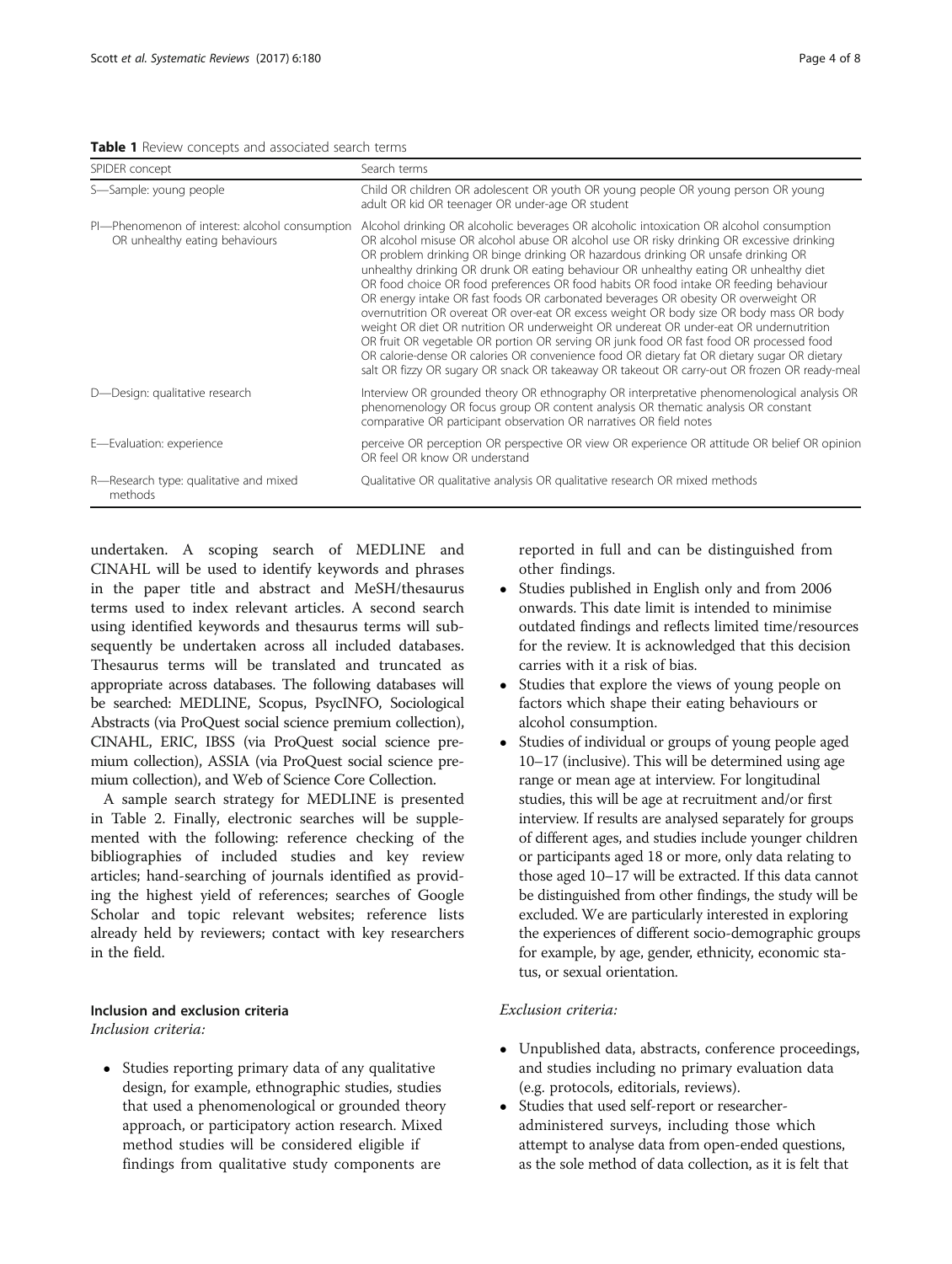**Table 1** Review concepts and associated search terms

| SPIDER concept | Search terms |
| --- | --- |
| S—Sample: young people | Child OR children OR adolescent OR youth OR young people OR young person OR young adult OR kid OR teenager OR under-age OR student |
| PI—Phenomenon of interest: alcohol consumption OR unhealthy eating behaviours | Alcohol drinking OR alcoholic beverages OR alcoholic intoxication OR alcohol consumption OR alcohol misuse OR alcohol abuse OR alcohol use OR risky drinking OR excessive drinking OR problem drinking OR binge drinking OR hazardous drinking OR unsafe drinking OR unhealthy drinking OR drunk OR eating behaviour OR unhealthy eating OR unhealthy diet OR food choice OR food preferences OR food habits OR food intake OR feeding behaviour OR energy intake OR fast foods OR carbonated beverages OR obesity OR overweight OR overnutrition OR overeat OR over-eat OR excess weight OR body size OR body mass OR body weight OR diet OR nutrition OR underweight OR undereat OR under-eat OR undernutrition OR fruit OR vegetable OR portion OR serving OR junk food OR fast food OR processed food OR calorie-dense OR calories OR convenience food OR dietary fat OR dietary sugar OR dietary salt OR fizzy OR sugary OR snack OR takeaway OR takeout OR carry-out OR frozen OR ready-meal |
| D—Design: qualitative research | Interview OR grounded theory OR ethnography OR interpretative phenomenological analysis OR phenomenology OR focus group OR content analysis OR thematic analysis OR constant comparative OR participant observation OR narratives OR field notes |
| E—Evaluation: experience | perceive OR perception OR perspective OR view OR experience OR attitude OR belief OR opinion OR feel OR know OR understand |
| R—Research type: qualitative and mixed methods | Qualitative OR qualitative analysis OR qualitative research OR mixed methods |

undertaken. A scoping search of MEDLINE and CINAHL will be used to identify keywords and phrases in the paper title and abstract and MeSH/thesaurus terms used to index relevant articles. A second search using identified keywords and thesaurus terms will subsequently be undertaken across all included databases. Thesaurus terms will be translated and truncated as appropriate across databases. The following databases will be searched: MEDLINE, Scopus, PsycINFO, Sociological Abstracts (via ProQuest social science premium collection), CINAHL, ERIC, IBSS (via ProQuest social science premium collection), ASSIA (via ProQuest social science premium collection), and Web of Science Core Collection.

A sample search strategy for MEDLINE is presented in Table 2. Finally, electronic searches will be supplemented with the following: reference checking of the bibliographies of included studies and key review articles; hand-searching of journals identified as providing the highest yield of references; searches of Google Scholar and topic relevant websites; reference lists already held by reviewers; contact with key researchers in the field.

### Inclusion and exclusion criteria

*Inclusion criteria:*

- Studies reporting primary data of any qualitative design, for example, ethnographic studies, studies that used a phenomenological or grounded theory approach, or participatory action research. Mixed method studies will be considered eligible if findings from qualitative study components are reported in full and can be distinguished from other findings.
- Studies published in English only and from 2006 onwards. This date limit is intended to minimise outdated findings and reflects limited time/resources for the review. It is acknowledged that this decision carries with it a risk of bias.
- Studies that explore the views of young people on factors which shape their eating behaviours or alcohol consumption.
- Studies of individual or groups of young people aged 10–17 (inclusive). This will be determined using age range or mean age at interview. For longitudinal studies, this will be age at recruitment and/or first interview. If results are analysed separately for groups of different ages, and studies include younger children or participants aged 18 or more, only data relating to those aged 10–17 will be extracted. If this data cannot be distinguished from other findings, the study will be excluded. We are particularly interested in exploring the experiences of different socio-demographic groups for example, by age, gender, ethnicity, economic status, or sexual orientation.

*Exclusion criteria:*

- Unpublished data, abstracts, conference proceedings, and studies including no primary evaluation data (e.g. protocols, editorials, reviews).
- Studies that used self-report or researcher-administered surveys, including those which attempt to analyse data from open-ended questions, as the sole method of data collection, as it is felt that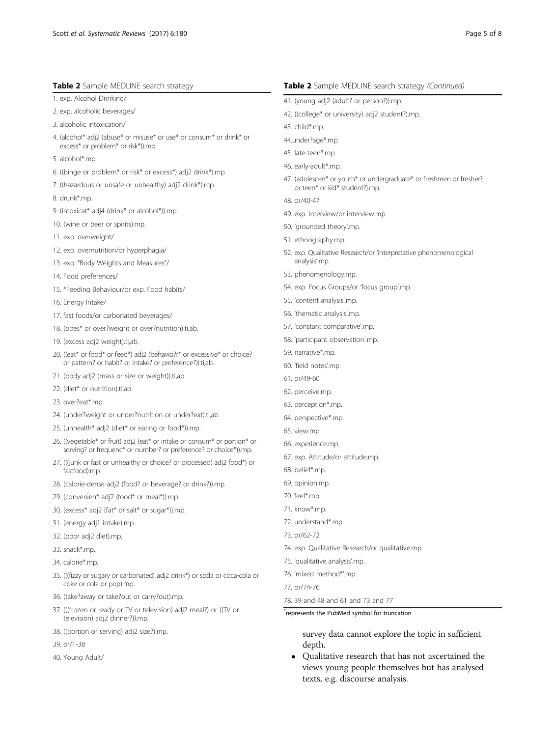**Table 2** Sample MEDLINE search strategy

1. exp. Alcohol Drinking/
2. exp. alcoholic beverages/
3. alcoholic intoxication/
4. (alcohol* adj2 (abuse* or misuse* or use* or consum* or drink* or excess* or problem* or risk*)).mp.
5. alcohol*.mp.
6. ((binge or problem* or risk* or excess*) adj2 drink*).mp.
7. ((hazardous or unsafe or unhealthy) adj2 drink*).mp.
8. drunk*.mp.
9. (intoxicat* adj4 (drink* or alcohol*)).mp.
10. (wine or beer or spirits).mp.
11. exp. overweight/
12. exp. overnutrition/or hyperphagia/
13. exp. "Body Weights and Measures"/
14. Food preferences/
15. *Feeding Behaviour/or exp. Food habits/
16. Energy Intake/
17. fast foods/or carbonated beverages/
18. (obes* or over?weight or over?nutrition).ti,ab.
19. (excess adj2 weight).ti,ab.
20. ((eat* or food* or feed*) adj2 (behavio?r* or excessive* or choice? or pattern? or habit? or intake? or preference?)).ti,ab.
21. (body adj2 (mass or size or weight)).ti,ab.
22. (diet* or nutrition).ti,ab.
23. over?eat*.mp.
24. (under?weight or under?nutrition or under?eat).ti,ab.
25. (unhealth* adj2 (diet* or eating or food*)).mp.
26. ((vegetable* or fruit) adj2 (eat* or intake or consum* or portion* or serving? or frequenc* or number? or preference? or choice*)).mp.
27. (((junk or fast or unhealthy or choice? or processed) adj2 food*) or fastfood).mp.
28. (calorie-dense adj2 (food? or beverage? or drink?)).mp.
29. (convenien* adj2 (food* or meal*)).mp.
30. (excess* adj2 (fat* or salt* or sugar*)).mp.
31. (energy adj1 intake).mp.
32. (poor adj2 diet).mp.
33. snack*.mp.
34. calorie*.mp.
35. (((fizzy or sugary or carbonated) adj2 drink*) or soda or coca-cola or coke or cola or pop).mp.
36. (take?away or take?out or carry?out).mp.
37. (((frozen or ready or TV or television) adj2 meal?) or ((TV or television) adj2 dinner?)).mp.
38. ((portion or serving) adj2 size?).mp.
39. or/1-38
40. Young Adult/
41. (young adj2 (adult? or person?)).mp.
42. ((college* or university) adj2 student?).mp.
43. child*.mp.
44.under?age*.mp.
45. late-teen*.mp.
46. early-adult*.mp.
47. (adolescen* or youth* or undergraduate* or freshmen or fresher? or teen* or kid* student?).mp.
48. or/40-47
49. exp. Interview/or interview.mp.
50. 'grounded theory'.mp.
51. ethnography.mp.
52. exp. Qualitative Research/or 'interpretative phenomenological analysis'.mp.
53. phenomenology.mp.
54. exp. Focus Groups/or 'focus group'.mp.
55. 'content analysis'.mp.
56. 'thematic analysis'.mp.
57. 'constant comparative'.mp.
58. 'participant observation'.mp.
59. narrative*.mp.
60. 'field notes'.mp.
61. or/49-60
62. perceive.mp.
63. perception*.mp.
64. perspective*.mp.
65. view.mp.
66. experience.mp.
67. exp. Attitude/or attitude.mp.
68. belief*.mp.
69. opinion.mp.
70. feel*.mp.
71. know*.mp.
72. understand*.mp.
73. or/62-72
74. exp. Qualitative Research/or qualitative.mp.
75. 'qualitative analysis'.mp.
76. 'mixed method*'.mp.
77. or/74-76
78. 39 and 48 and 61 and 73 and 77

*represents the PubMed symbol for truncation

survey data cannot explore the topic in sufficient depth.

- Qualitative research that has not ascertained the views young people themselves but has analysed texts, e.g. discourse analysis.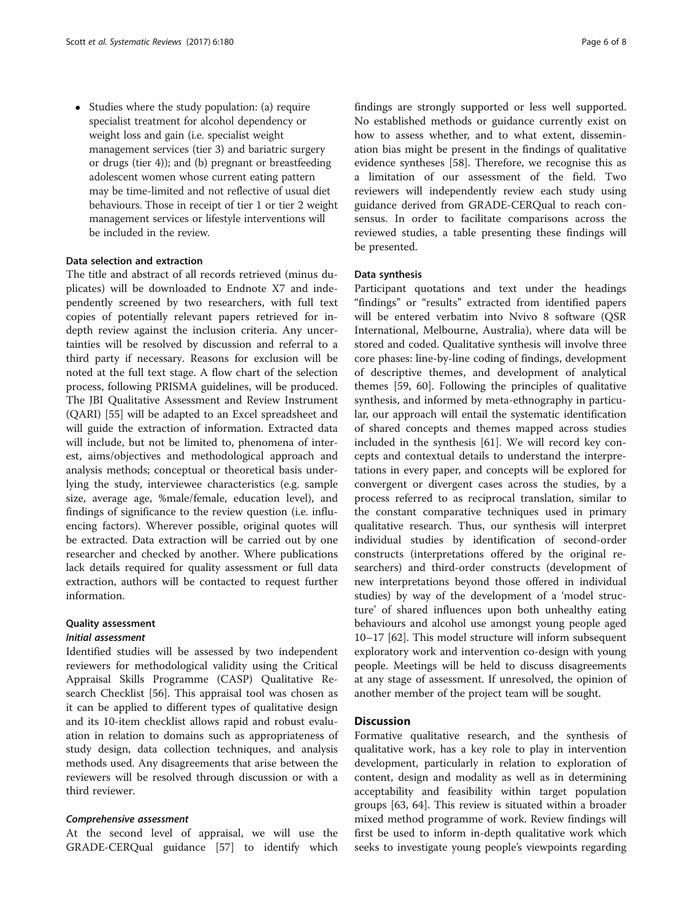- Studies where the study population: (a) require specialist treatment for alcohol dependency or weight loss and gain (i.e. specialist weight management services (tier 3) and bariatric surgery or drugs (tier 4)); and (b) pregnant or breastfeeding adolescent women whose current eating pattern may be time-limited and not reflective of usual diet behaviours. Those in receipt of tier 1 or tier 2 weight management services or lifestyle interventions will be included in the review.

### Data selection and extraction

The title and abstract of all records retrieved (minus duplicates) will be downloaded to Endnote X7 and independently screened by two researchers, with full text copies of potentially relevant papers retrieved for in-depth review against the inclusion criteria. Any uncertainties will be resolved by discussion and referral to a third party if necessary. Reasons for exclusion will be noted at the full text stage. A flow chart of the selection process, following PRISMA guidelines, will be produced. The JBI Qualitative Assessment and Review Instrument (QARI) [55] will be adapted to an Excel spreadsheet and will guide the extraction of information. Extracted data will include, but not be limited to, phenomena of interest, aims/objectives and methodological approach and analysis methods; conceptual or theoretical basis underlying the study, interviewee characteristics (e.g. sample size, average age, %male/female, education level), and findings of significance to the review question (i.e. influencing factors). Wherever possible, original quotes will be extracted. Data extraction will be carried out by one researcher and checked by another. Where publications lack details required for quality assessment or full data extraction, authors will be contacted to request further information.

### Quality assessment

#### *Initial assessment*

Identified studies will be assessed by two independent reviewers for methodological validity using the Critical Appraisal Skills Programme (CASP) Qualitative Research Checklist [56]. This appraisal tool was chosen as it can be applied to different types of qualitative design and its 10-item checklist allows rapid and robust evaluation in relation to domains such as appropriateness of study design, data collection techniques, and analysis methods used. Any disagreements that arise between the reviewers will be resolved through discussion or with a third reviewer.

#### *Comprehensive assessment*

At the second level of appraisal, we will use the GRADE-CERQual guidance [57] to identify which findings are strongly supported or less well supported. No established methods or guidance currently exist on how to assess whether, and to what extent, dissemination bias might be present in the findings of qualitative evidence syntheses [58]. Therefore, we recognise this as a limitation of our assessment of the field. Two reviewers will independently review each study using guidance derived from GRADE-CERQual to reach consensus. In order to facilitate comparisons across the reviewed studies, a table presenting these findings will be presented.

### Data synthesis

Participant quotations and text under the headings "findings" or "results" extracted from identified papers will be entered verbatim into Nvivo 8 software (QSR International, Melbourne, Australia), where data will be stored and coded. Qualitative synthesis will involve three core phases: line-by-line coding of findings, development of descriptive themes, and development of analytical themes [59, 60]. Following the principles of qualitative synthesis, and informed by meta-ethnography in particular, our approach will entail the systematic identification of shared concepts and themes mapped across studies included in the synthesis [61]. We will record key concepts and contextual details to understand the interpretations in every paper, and concepts will be explored for convergent or divergent cases across the studies, by a process referred to as reciprocal translation, similar to the constant comparative techniques used in primary qualitative research. Thus, our synthesis will interpret individual studies by identification of second-order constructs (interpretations offered by the original researchers) and third-order constructs (development of new interpretations beyond those offered in individual studies) by way of the development of a 'model structure' of shared influences upon both unhealthy eating behaviours and alcohol use amongst young people aged 10–17 [62]. This model structure will inform subsequent exploratory work and intervention co-design with young people. Meetings will be held to discuss disagreements at any stage of assessment. If unresolved, the opinion of another member of the project team will be sought.

## Discussion

Formative qualitative research, and the synthesis of qualitative work, has a key role to play in intervention development, particularly in relation to exploration of content, design and modality as well as in determining acceptability and feasibility within target population groups [63, 64]. This review is situated within a broader mixed method programme of work. Review findings will first be used to inform in-depth qualitative work which seeks to investigate young people's viewpoints regarding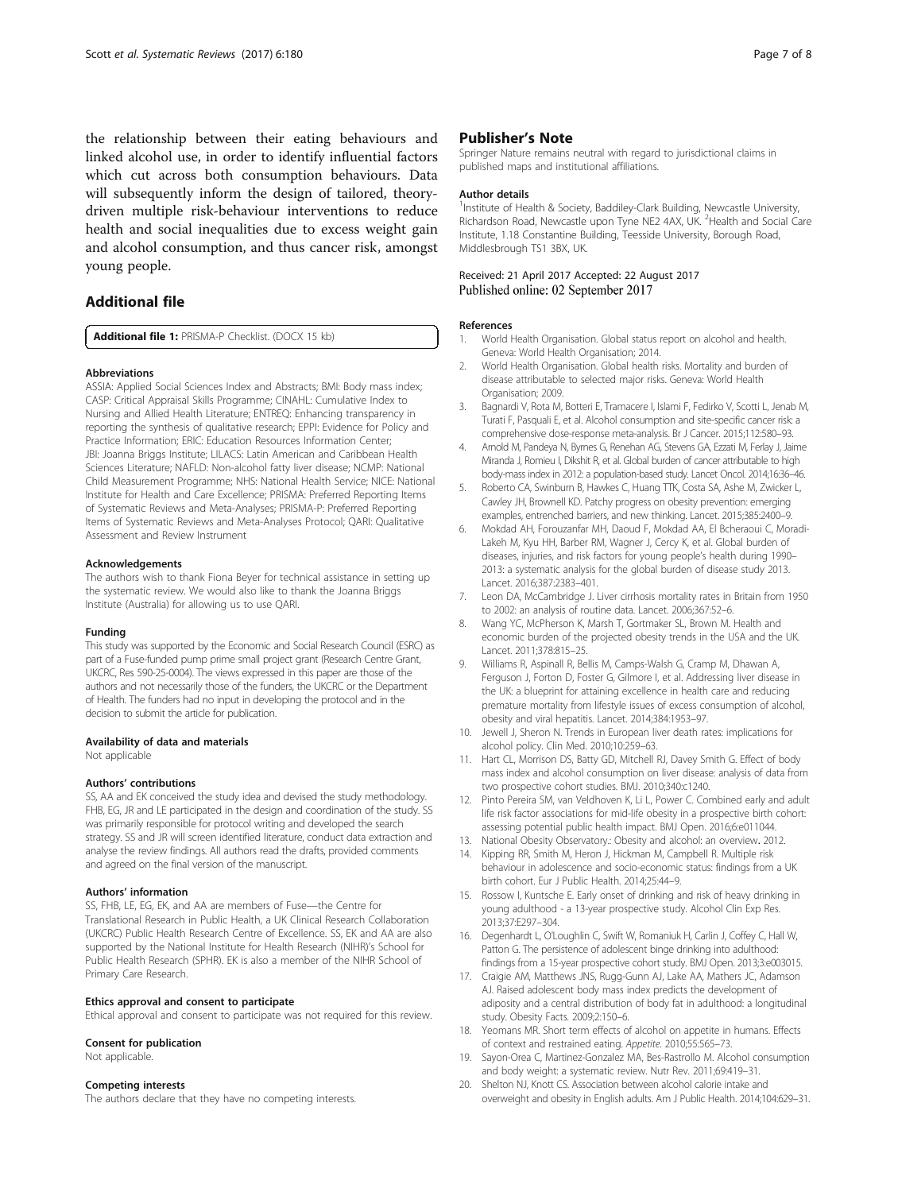the relationship between their eating behaviours and linked alcohol use, in order to identify influential factors which cut across both consumption behaviours. Data will subsequently inform the design of tailored, theory-driven multiple risk-behaviour interventions to reduce health and social inequalities due to excess weight gain and alcohol consumption, and thus cancer risk, amongst young people.

## Additional file

**Additional file 1:** PRISMA-P Checklist. (DOCX 15 kb)

#### Abbreviations

ASSIA: Applied Social Sciences Index and Abstracts; BMI: Body mass index; CASP: Critical Appraisal Skills Programme; CINAHL: Cumulative Index to Nursing and Allied Health Literature; ENTREQ: Enhancing transparency in reporting the synthesis of qualitative research; EPPI: Evidence for Policy and Practice Information; ERIC: Education Resources Information Center; JBI: Joanna Briggs Institute; LILACS: Latin American and Caribbean Health Sciences Literature; NAFLD: Non-alcohol fatty liver disease; NCMP: National Child Measurement Programme; NHS: National Health Service; NICE: National Institute for Health and Care Excellence; PRISMA: Preferred Reporting Items of Systematic Reviews and Meta-Analyses; PRISMA-P: Preferred Reporting Items of Systematic Reviews and Meta-Analyses Protocol; QARI: Qualitative Assessment and Review Instrument

#### Acknowledgements

The authors wish to thank Fiona Beyer for technical assistance in setting up the systematic review. We would also like to thank the Joanna Briggs Institute (Australia) for allowing us to use QARI.

#### Funding

This study was supported by the Economic and Social Research Council (ESRC) as part of a Fuse-funded pump prime small project grant (Research Centre Grant, UKCRC, Res 590-25-0004). The views expressed in this paper are those of the authors and not necessarily those of the funders, the UKCRC or the Department of Health. The funders had no input in developing the protocol and in the decision to submit the article for publication.

#### Availability of data and materials

Not applicable

#### Authors' contributions

SS, AA and EK conceived the study idea and devised the study methodology. FHB, EG, JR and LE participated in the design and coordination of the study. SS was primarily responsible for protocol writing and developed the search strategy. SS and JR will screen identified literature, conduct data extraction and analyse the review findings. All authors read the drafts, provided comments and agreed on the final version of the manuscript.

#### Authors' information

SS, FHB, LE, EG, EK, and AA are members of Fuse—the Centre for Translational Research in Public Health, a UK Clinical Research Collaboration (UKCRC) Public Health Research Centre of Excellence. SS, EK and AA are also supported by the National Institute for Health Research (NIHR)'s School for Public Health Research (SPHR). EK is also a member of the NIHR School of Primary Care Research.

#### Ethics approval and consent to participate

Ethical approval and consent to participate was not required for this review.

#### Consent for publication

Not applicable.

#### Competing interests

The authors declare that they have no competing interests.

## Publisher's Note

Springer Nature remains neutral with regard to jurisdictional claims in published maps and institutional affiliations.

#### Author details

[1]Institute of Health & Society, Baddiley-Clark Building, Newcastle University, Richardson Road, Newcastle upon Tyne NE2 4AX, UK. [2]Health and Social Care Institute, 1.18 Constantine Building, Teesside University, Borough Road, Middlesbrough TS1 3BX, UK.

Received: 21 April 2017 Accepted: 22 August 2017
Published online: 02 September 2017

#### References

1. World Health Organisation. Global status report on alcohol and health. Geneva: World Health Organisation; 2014.
2. World Health Organisation. Global health risks. Mortality and burden of disease attributable to selected major risks. Geneva: World Health Organisation; 2009.
3. Bagnardi V, Rota M, Botteri E, Tramacere I, Islami F, Fedirko V, Scotti L, Jenab M, Turati F, Pasquali E, et al. Alcohol consumption and site-specific cancer risk: a comprehensive dose-response meta-analysis. Br J Cancer. 2015;112:580–93.
4. Arnold M, Pandeya N, Byrnes G, Renehan AG, Stevens GA, Ezzati M, Ferlay J, Jaime Miranda J, Romieu I, Dikshit R, et al. Global burden of cancer attributable to high body-mass index in 2012: a population-based study. Lancet Oncol. 2014;16:36–46.
5. Roberto CA, Swinburn B, Hawkes C, Huang TTK, Costa SA, Ashe M, Zwicker L, Cawley JH, Brownell KD. Patchy progress on obesity prevention: emerging examples, entrenched barriers, and new thinking. Lancet. 2015;385:2400–9.
6. Mokdad AH, Forouzanfar MH, Daoud F, Mokdad AA, El Bcheraoui C, Moradi-Lakeh M, Kyu HH, Barber RM, Wagner J, Cercy K, et al. Global burden of diseases, injuries, and risk factors for young people's health during 1990–2013: a systematic analysis for the global burden of disease study 2013. Lancet. 2016;387:2383–401.
7. Leon DA, McCambridge J. Liver cirrhosis mortality rates in Britain from 1950 to 2002: an analysis of routine data. Lancet. 2006;367:52–6.
8. Wang YC, McPherson K, Marsh T, Gortmaker SL, Brown M. Health and economic burden of the projected obesity trends in the USA and the UK. Lancet. 2011;378:815–25.
9. Williams R, Aspinall R, Bellis M, Camps-Walsh G, Cramp M, Dhawan A, Ferguson J, Forton D, Foster G, Gilmore I, et al. Addressing liver disease in the UK: a blueprint for attaining excellence in health care and reducing premature mortality from lifestyle issues of excess consumption of alcohol, obesity and viral hepatitis. Lancet. 2014;384:1953–97.
10. Jewell J, Sheron N. Trends in European liver death rates: implications for alcohol policy. Clin Med. 2010;10:259–63.
11. Hart CL, Morrison DS, Batty GD, Mitchell RJ, Davey Smith G. Effect of body mass index and alcohol consumption on liver disease: analysis of data from two prospective cohort studies. BMJ. 2010;340:c1240.
12. Pinto Pereira SM, van Veldhoven K, Li L, Power C. Combined early and adult life risk factor associations for mid-life obesity in a prospective birth cohort: assessing potential public health impact. BMJ Open. 2016;6:e011044.
13. National Obesity Observatory.: Obesity and alcohol: an overview. 2012.
14. Kipping RR, Smith M, Heron J, Hickman M, Campbell R. Multiple risk behaviour in adolescence and socio-economic status: findings from a UK birth cohort. Eur J Public Health. 2014;25:44–9.
15. Rossow I, Kuntsche E. Early onset of drinking and risk of heavy drinking in young adulthood - a 13-year prospective study. Alcohol Clin Exp Res. 2013;37:E297–304.
16. Degenhardt L, O'Loughlin C, Swift W, Romaniuk H, Carlin J, Coffey C, Hall W, Patton G. The persistence of adolescent binge drinking into adulthood: findings from a 15-year prospective cohort study. BMJ Open. 2013;3:e003015.
17. Craigie AM, Matthews JNS, Rugg-Gunn AJ, Lake AA, Mathers JC, Adamson AJ. Raised adolescent body mass index predicts the development of adiposity and a central distribution of body fat in adulthood: a longitudinal study. Obesity Facts. 2009;2:150–6.
18. Yeomans MR. Short term effects of alcohol on appetite in humans. Effects of context and restrained eating. *Appetite.* 2010;55:565–73.
19. Sayon-Orea C, Martinez-Gonzalez MA, Bes-Rastrollo M. Alcohol consumption and body weight: a systematic review. Nutr Rev. 2011;69:419–31.
20. Shelton NJ, Knott CS. Association between alcohol calorie intake and overweight and obesity in English adults. Am J Public Health. 2014;104:629–31.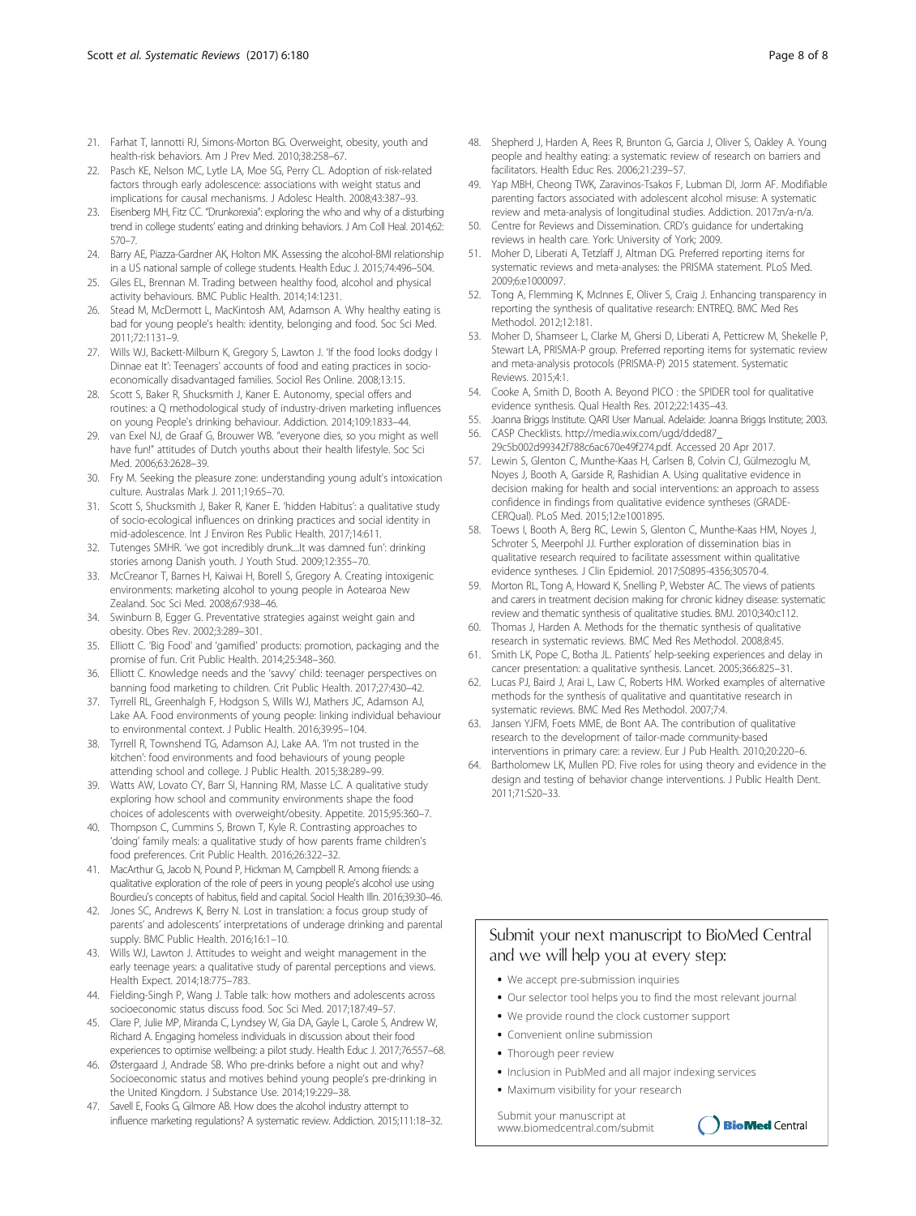21. Farhat T, Iannotti RJ, Simons-Morton BG. Overweight, obesity, youth and health-risk behaviors. Am J Prev Med. 2010;38:258–67.
22. Pasch KE, Nelson MC, Lytle LA, Moe SG, Perry CL. Adoption of risk-related factors through early adolescence: associations with weight status and implications for causal mechanisms. J Adolesc Health. 2008;43:387–93.
23. Eisenberg MH, Fitz CC. "Drunkorexia": exploring the who and why of a disturbing trend in college students' eating and drinking behaviors. J Am Coll Heal. 2014;62:570–7.
24. Barry AE, Piazza-Gardner AK, Holton MK. Assessing the alcohol-BMI relationship in a US national sample of college students. Health Educ J. 2015;74:496–504.
25. Giles EL, Brennan M. Trading between healthy food, alcohol and physical activity behaviours. BMC Public Health. 2014;14:1231.
26. Stead M, McDermott L, MacKintosh AM, Adamson A. Why healthy eating is bad for young people's health: identity, belonging and food. Soc Sci Med. 2011;72:1131–9.
27. Wills WJ, Backett-Milburn K, Gregory S, Lawton J. 'If the food looks dodgy I Dinnae eat It': Teenagers' accounts of food and eating practices in socio-economically disadvantaged families. Sociol Res Online. 2008;13:15.
28. Scott S, Baker R, Shucksmith J, Kaner E. Autonomy, special offers and routines: a Q methodological study of industry-driven marketing influences on young People's drinking behaviour. Addiction. 2014;109:1833–44.
29. van Exel NJ, de Graaf G, Brouwer WB. "everyone dies, so you might as well have fun!" attitudes of Dutch youths about their health lifestyle. Soc Sci Med. 2006;63:2628–39.
30. Fry M. Seeking the pleasure zone: understanding young adult's intoxication culture. Australas Mark J. 2011;19:65–70.
31. Scott S, Shucksmith J, Baker R, Kaner E. 'hidden Habitus': a qualitative study of socio-ecological influences on drinking practices and social identity in mid-adolescence. Int J Environ Res Public Health. 2017;14:611.
32. Tutenges SMHR. 'we got incredibly drunk....It was damned fun': drinking stories among Danish youth. J Youth Stud. 2009;12:355–70.
33. McCreanor T, Barnes H, Kaiwai H, Borell S, Gregory A. Creating intoxigenic environments: marketing alcohol to young people in Aotearoa New Zealand. Soc Sci Med. 2008;67:938–46.
34. Swinburn B, Egger G. Preventative strategies against weight gain and obesity. Obes Rev. 2002;3:289–301.
35. Elliott C. 'Big Food' and 'gamified' products: promotion, packaging and the promise of fun. Crit Public Health. 2014;25:348–360.
36. Elliott C. Knowledge needs and the 'savvy' child: teenager perspectives on banning food marketing to children. Crit Public Health. 2017;27:430–42.
37. Tyrrell RL, Greenhalgh F, Hodgson S, Wills WJ, Mathers JC, Adamson AJ, Lake AA. Food environments of young people: linking individual behaviour to environmental context. J Public Health. 2016;39:95–104.
38. Tyrrell R, Townshend TG, Adamson AJ, Lake AA. 'I'm not trusted in the kitchen': food environments and food behaviours of young people attending school and college. J Public Health. 2015;38:289–99.
39. Watts AW, Lovato CY, Barr SI, Hanning RM, Masse LC. A qualitative study exploring how school and community environments shape the food choices of adolescents with overweight/obesity. Appetite. 2015;95:360–7.
40. Thompson C, Cummins S, Brown T, Kyle R. Contrasting approaches to 'doing' family meals: a qualitative study of how parents frame children's food preferences. Crit Public Health. 2016;26:322–32.
41. MacArthur G, Jacob N, Pound P, Hickman M, Campbell R. Among friends: a qualitative exploration of the role of peers in young people's alcohol use using Bourdieu's concepts of habitus, field and capital. Sociol Health Illn. 2016;39:30–46.
42. Jones SC, Andrews K, Berry N. Lost in translation: a focus group study of parents' and adolescents' interpretations of underage drinking and parental supply. BMC Public Health. 2016;16:1–10.
43. Wills WJ, Lawton J. Attitudes to weight and weight management in the early teenage years: a qualitative study of parental perceptions and views. Health Expect. 2014;18:775–783.
44. Fielding-Singh P, Wang J. Table talk: how mothers and adolescents across socioeconomic status discuss food. Soc Sci Med. 2017;187:49–57.
45. Clare P, Julie MP, Miranda C, Lyndsey W, Gia DA, Gayle L, Carole S, Andrew W, Richard A. Engaging homeless individuals in discussion about their food experiences to optimise wellbeing: a pilot study. Health Educ J. 2017;76:557–68.
46. Østergaard J, Andrade SB. Who pre-drinks before a night out and why? Socioeconomic status and motives behind young people's pre-drinking in the United Kingdom. J Substance Use. 2014;19:229–38.
47. Savell E, Fooks G, Gilmore AB. How does the alcohol industry attempt to influence marketing regulations? A systematic review. Addiction. 2015;111:18–32.
48. Shepherd J, Harden A, Rees R, Brunton G, Garcia J, Oliver S, Oakley A. Young people and healthy eating: a systematic review of research on barriers and facilitators. Health Educ Res. 2006;21:239–57.
49. Yap MBH, Cheong TWK, Zaravinos-Tsakos F, Lubman DI, Jorm AF. Modifiable parenting factors associated with adolescent alcohol misuse: A systematic review and meta-analysis of longitudinal studies. Addiction. 2017:n/a-n/a.
50. Centre for Reviews and Dissemination. CRD's guidance for undertaking reviews in health care. York: University of York; 2009.
51. Moher D, Liberati A, Tetzlaff J, Altman DG. Preferred reporting items for systematic reviews and meta-analyses: the PRISMA statement. PLoS Med. 2009;6:e1000097.
52. Tong A, Flemming K, McInnes E, Oliver S, Craig J. Enhancing transparency in reporting the synthesis of qualitative research: ENTREQ. BMC Med Res Methodol. 2012;12:181.
53. Moher D, Shamseer L, Clarke M, Ghersi D, Liberati A, Petticrew M, Shekelle P, Stewart LA, PRISMA-P group. Preferred reporting items for systematic review and meta-analysis protocols (PRISMA-P) 2015 statement. Systematic Reviews. 2015;4:1.
54. Cooke A, Smith D, Booth A. Beyond PICO : the SPIDER tool for qualitative evidence synthesis. Qual Health Res. 2012;22:1435–43.
55. Joanna Briggs Institute. QARI User Manual. Adelaide: Joanna Briggs Institute; 2003.
56. CASP Checklists. http://media.wix.com/ugd/dded87_29c5b002d99342f788c6ac670e49f274.pdf. Accessed 20 Apr 2017.
57. Lewin S, Glenton C, Munthe-Kaas H, Carlsen B, Colvin CJ, Gülmezoglu M, Noyes J, Booth A, Garside R, Rashidian A. Using qualitative evidence in decision making for health and social interventions: an approach to assess confidence in findings from qualitative evidence syntheses (GRADE-CERQual). PLoS Med. 2015;12:e1001895.
58. Toews I, Booth A, Berg RC, Lewin S, Glenton C, Munthe-Kaas HM, Noyes J, Schroter S, Meerpohl JJ. Further exploration of dissemination bias in qualitative research required to facilitate assessment within qualitative evidence syntheses. J Clin Epidemiol. 2017;S0895-4356;30570-4.
59. Morton RL, Tong A, Howard K, Snelling P, Webster AC. The views of patients and carers in treatment decision making for chronic kidney disease: systematic review and thematic synthesis of qualitative studies. BMJ. 2010;340:c112.
60. Thomas J, Harden A. Methods for the thematic synthesis of qualitative research in systematic reviews. BMC Med Res Methodol. 2008;8:45.
61. Smith LK, Pope C, Botha JL. Patients' help-seeking experiences and delay in cancer presentation: a qualitative synthesis. Lancet. 2005;366:825–31.
62. Lucas PJ, Baird J, Arai L, Law C, Roberts HM. Worked examples of alternative methods for the synthesis of qualitative and quantitative research in systematic reviews. BMC Med Res Methodol. 2007;7:4.
63. Jansen YJFM, Foets MME, de Bont AA. The contribution of qualitative research to the development of tailor-made community-based interventions in primary care: a review. Eur J Pub Health. 2010;20:220–6.
64. Bartholomew LK, Mullen PD. Five roles for using theory and evidence in the design and testing of behavior change interventions. J Public Health Dent. 2011;71:S20–33.

## Submit your next manuscript to BioMed Central and we will help you at every step:

- We accept pre-submission inquiries
- Our selector tool helps you to find the most relevant journal
- We provide round the clock customer support
- Convenient online submission
- Thorough peer review
- Inclusion in PubMed and all major indexing services
- Maximum visibility for your research

Submit your manuscript at
www.biomedcentral.com/submit

BioMed Central